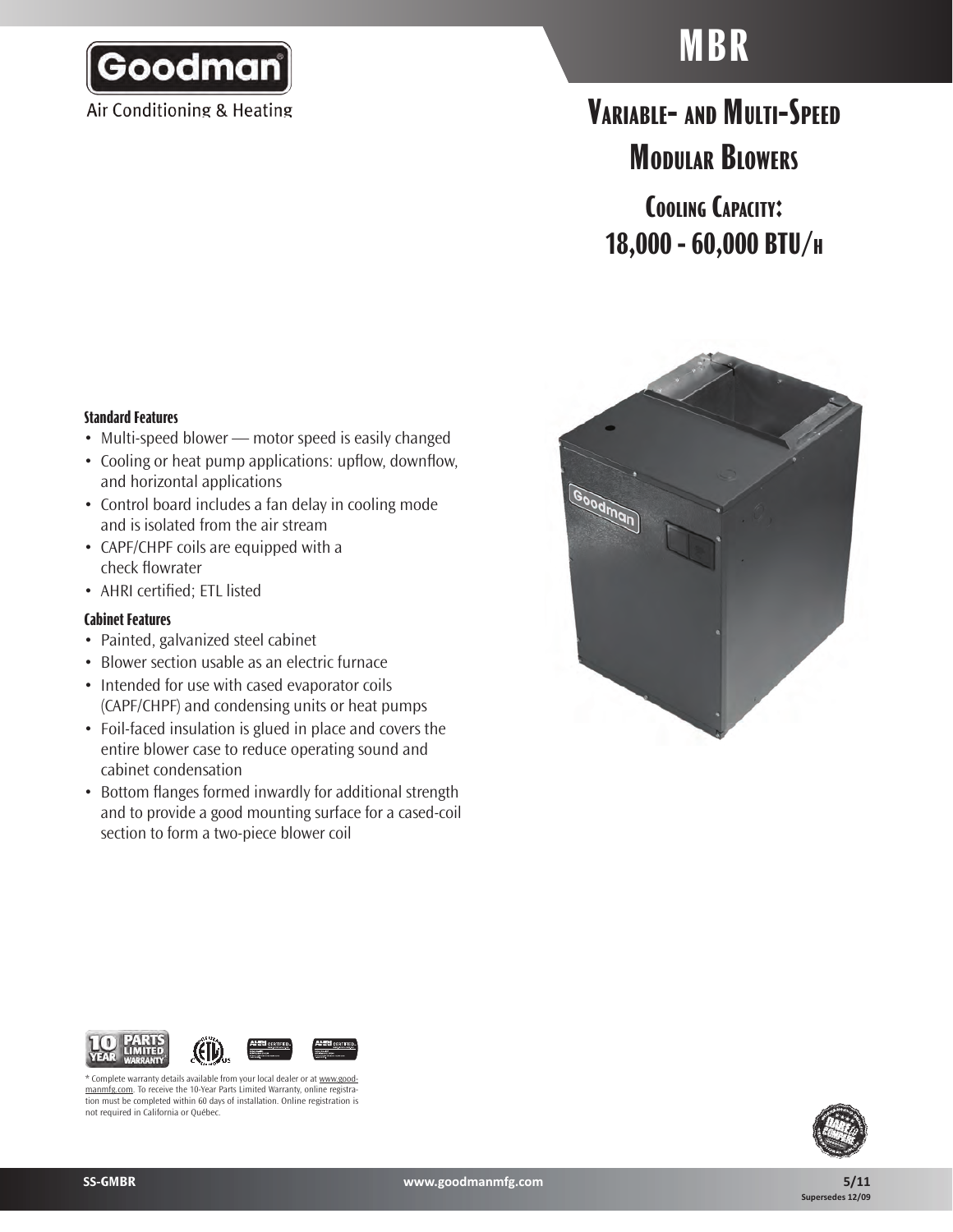Goodman

Air Conditioning & Heating

# MBR

## Variable- and Multi-Speed Modular Blowers

### Cooling Capacity: 18,000 - 60,000 BTU/h

**Standard Features**

- Multi-speed blower — motor speed is easily changed
- Cooling or heat pump applications: upflow, downflow, and horizontal applications
- Control board includes a fan delay in cooling mode and is isolated from the air stream
- CAPF/CHPF coils are equipped with a check flowrater
- AHRI certified; ETL listed

**Cabinet Features**

- Painted, galvanized steel cabinet
- Blower section usable as an electric furnace
- Intended for use with cased evaporator coils (CAPF/CHPF) and condensing units or heat pumps
- Foil-faced insulation is glued in place and covers the entire blower case to reduce operating sound and cabinet condensation
- Bottom flanges formed inwardly for additional strength and to provide a good mounting surface for a cased-coil section to form a two-piece blower coil

10 YEAR PARTS LIMITED WARRANTY*

* Complete warranty details available from your local dealer or at www.goodmanmfg.com. To receive the 10-Year Parts Limited Warranty, online registration must be completed within 60 days of installation. Online registration is not required in California or Québec.

SS-GMBR | www.goodmanmfg.com | 5/11 Supersedes 12/09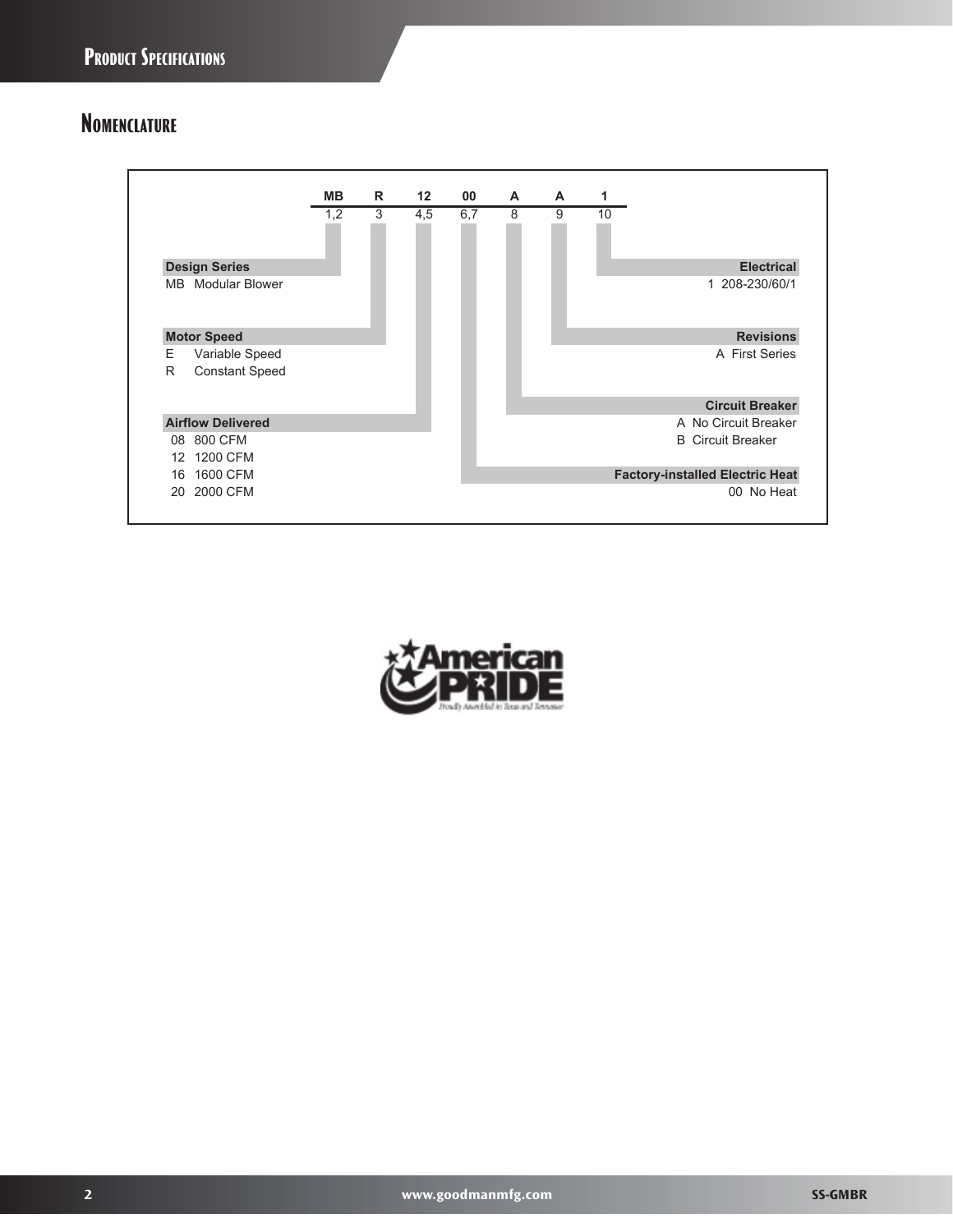## Nomenclature

| MB | R | 12 | 00 | A | A | 1 |
|---|---|---|---|---|---|---|
| 1,2 | 3 | 4,5 | 6,7 | 8 | 9 | 10 |

**Design Series**
- MB Modular Blower

**Motor Speed**
- E Variable Speed
- R Constant Speed

**Airflow Delivered**
- 08 800 CFM
- 12 1200 CFM
- 16 1600 CFM
- 20 2000 CFM

**Factory-installed Electric Heat**
- 00 No Heat

**Circuit Breaker**
- A No Circuit Breaker
- B Circuit Breaker

**Revisions**
- A First Series

**Electrical**
- 1 208-230/60/1

American Pride — Proudly Assembled in Texas and Tennessee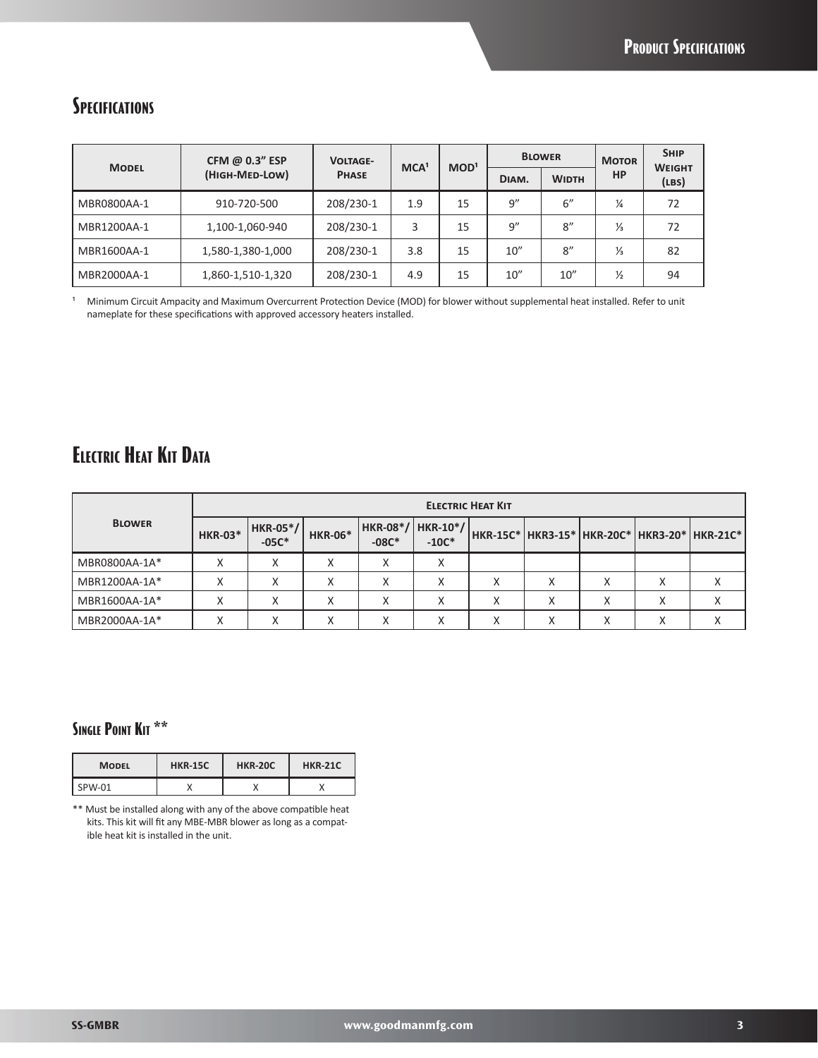## Specifications

| Model | CFM @ 0.3" ESP (High-Med-Low) | Voltage-Phase | MCA[1] | MOD[1] | Blower | | Motor HP | Ship Weight (lbs) |
|---|---|---|---|---|---|---|---|---|
| | | | | | Diam. | Width | | |
| MBR0800AA-1 | 910-720-500 | 208/230-1 | 1.9 | 15 | 9" | 6" | ¼ | 72 |
| MBR1200AA-1 | 1,100-1,060-940 | 208/230-1 | 3 | 15 | 9" | 8" | ⅓ | 72 |
| MBR1600AA-1 | 1,580-1,380-1,000 | 208/230-1 | 3.8 | 15 | 10" | 8" | ⅓ | 82 |
| MBR2000AA-1 | 1,860-1,510-1,320 | 208/230-1 | 4.9 | 15 | 10" | 10" | ½ | 94 |

[1] Minimum Circuit Ampacity and Maximum Overcurrent Protection Device (MOD) for blower without supplemental heat installed. Refer to unit nameplate for these specifications with approved accessory heaters installed.

## Electric Heat Kit Data

| Blower | Electric Heat Kit | | | | | | | | | |
|---|---|---|---|---|---|---|---|---|---|---|
| | HKR-03* | HKR-05*/-05C* | HKR-06* | HKR-08*/-08C* | HKR-10*/-10C* | HKR-15C* | HKR3-15* | HKR-20C* | HKR3-20* | HKR-21C* |
| MBR0800AA-1A* | X | X | X | X | X | | | | | |
| MBR1200AA-1A* | X | X | X | X | X | X | X | X | X | X |
| MBR1600AA-1A* | X | X | X | X | X | X | X | X | X | X |
| MBR2000AA-1A* | X | X | X | X | X | X | X | X | X | X |

### Single Point Kit **

| Model | HKR-15C | HKR-20C | HKR-21C |
|---|---|---|---|
| SPW-01 | X | X | X |

** Must be installed along with any of the above compatible heat kits. This kit will fit any MBE-MBR blower as long as a compatible heat kit is installed in the unit.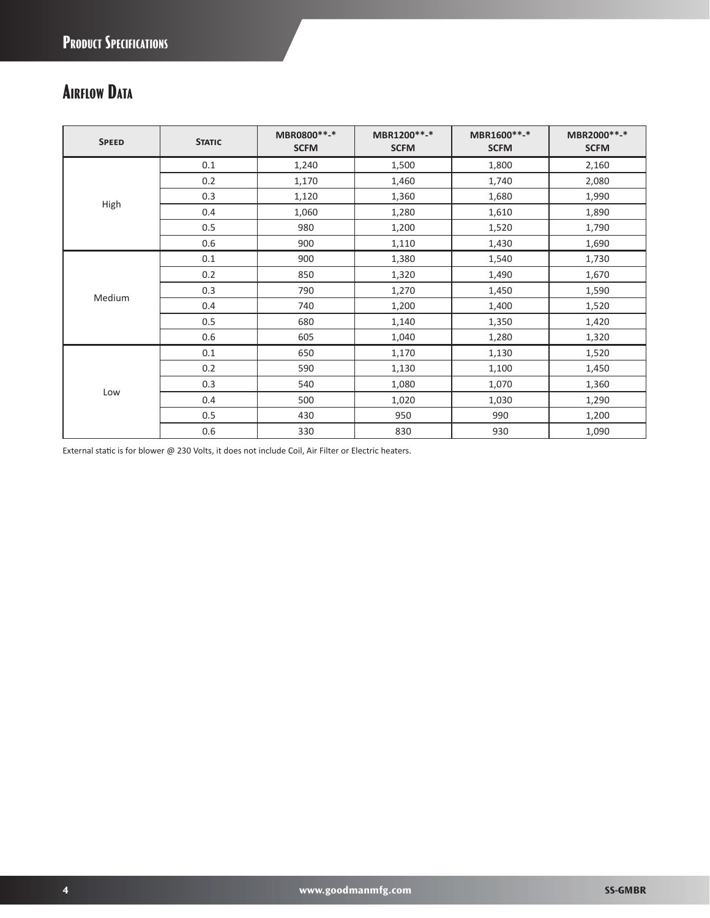# Product Specifications

## Airflow Data

| Speed | Static | MBR0800**-* SCFM | MBR1200**-* SCFM | MBR1600**-* SCFM | MBR2000**-* SCFM |
|---|---|---|---|---|---|
| High | 0.1 | 1,240 | 1,500 | 1,800 | 2,160 |
| | 0.2 | 1,170 | 1,460 | 1,740 | 2,080 |
| | 0.3 | 1,120 | 1,360 | 1,680 | 1,990 |
| | 0.4 | 1,060 | 1,280 | 1,610 | 1,890 |
| | 0.5 | 980 | 1,200 | 1,520 | 1,790 |
| | 0.6 | 900 | 1,110 | 1,430 | 1,690 |
| Medium | 0.1 | 900 | 1,380 | 1,540 | 1,730 |
| | 0.2 | 850 | 1,320 | 1,490 | 1,670 |
| | 0.3 | 790 | 1,270 | 1,450 | 1,590 |
| | 0.4 | 740 | 1,200 | 1,400 | 1,520 |
| | 0.5 | 680 | 1,140 | 1,350 | 1,420 |
| | 0.6 | 605 | 1,040 | 1,280 | 1,320 |
| Low | 0.1 | 650 | 1,170 | 1,130 | 1,520 |
| | 0.2 | 590 | 1,130 | 1,100 | 1,450 |
| | 0.3 | 540 | 1,080 | 1,070 | 1,360 |
| | 0.4 | 500 | 1,020 | 1,030 | 1,290 |
| | 0.5 | 430 | 950 | 990 | 1,200 |
| | 0.6 | 330 | 830 | 930 | 1,090 |

External static is for blower @ 230 Volts, it does not include Coil, Air Filter or Electric heaters.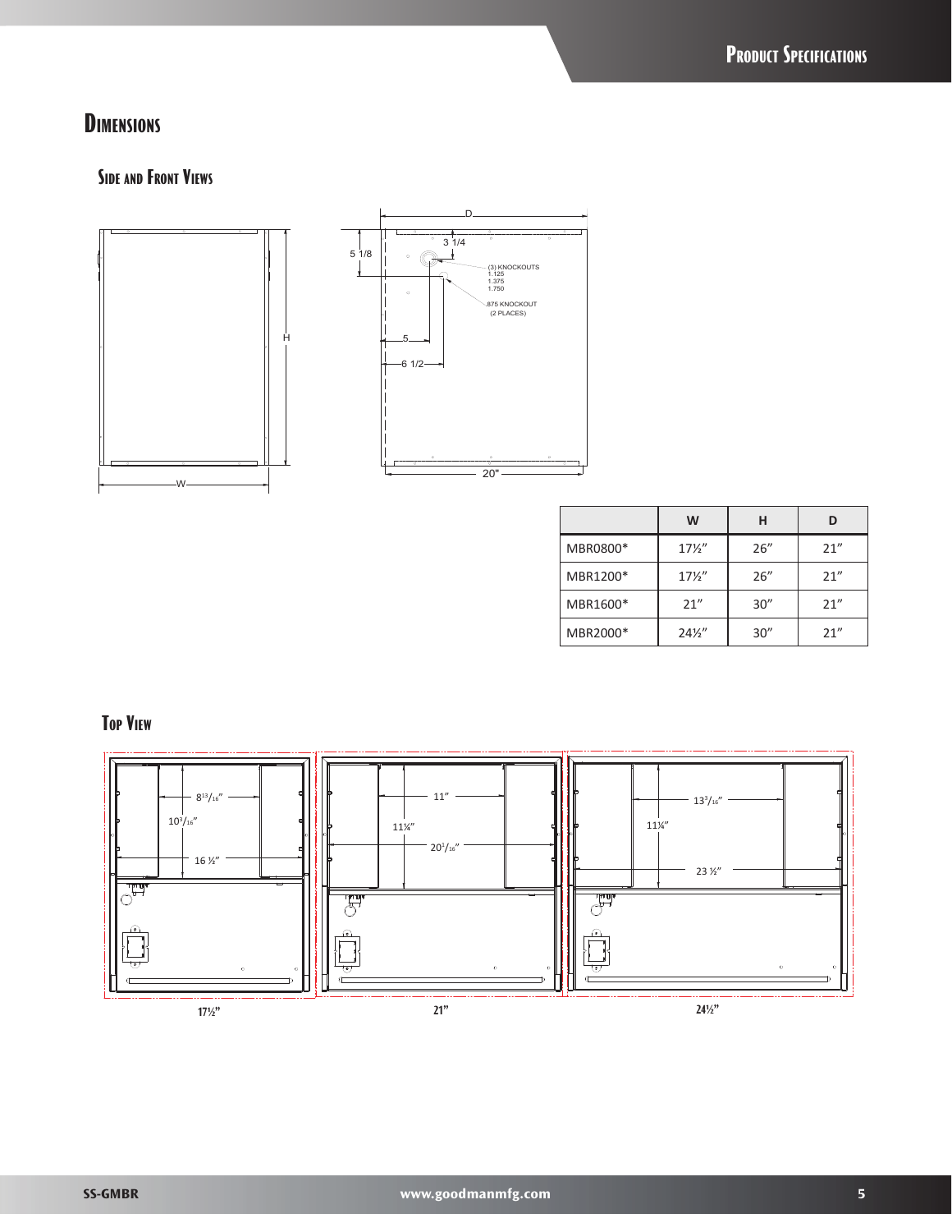# Dimensions

## Side and Front Views

|  | W | H | D |
|---|---|---|---|
| MBR0800* | 17½" | 26" | 21" |
| MBR1200* | 17½" | 26" | 21" |
| MBR1600* | 21" | 30" | 21" |
| MBR2000* | 24½" | 30" | 21" |

## Top View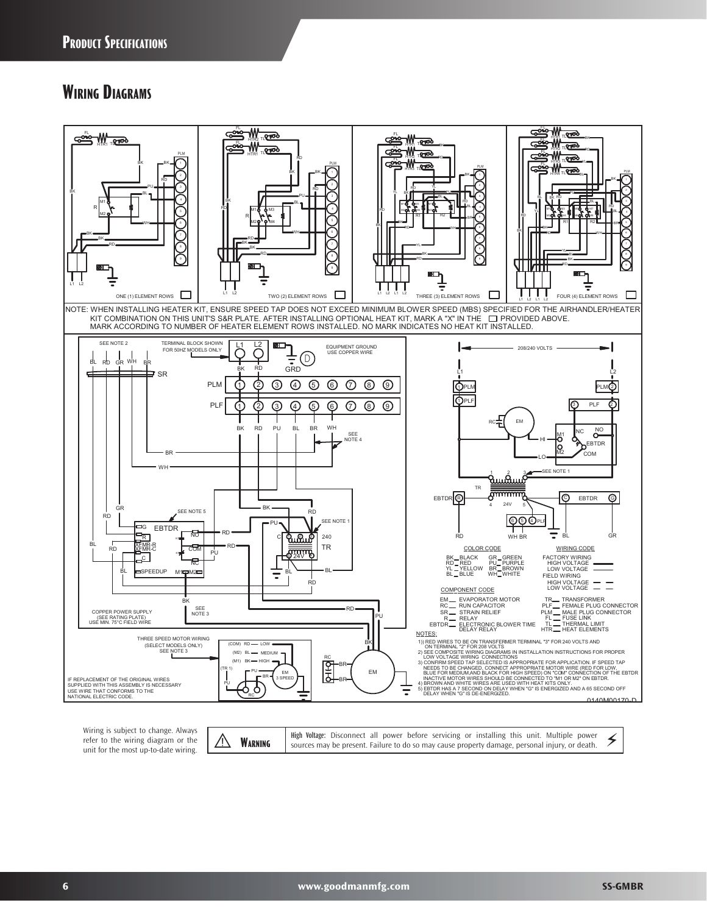## Wiring Diagrams

ONE (1) ELEMENT ROWS ☐ TWO (2) ELEMENT ROWS ☐ THREE (3) ELEMENT ROWS ☐ FOUR (4) ELEMENT ROWS ☐

NOTE: WHEN INSTALLING HEATER KIT, ENSURE SPEED TAP DOES NOT EXCEED MINIMUM BLOWER SPEED (MBS) SPECIFIED FOR THE AIRHANDLER/HEATER KIT COMBINATION ON THIS UNIT'S S&R PLATE. AFTER INSTALLING OPTIONAL HEAT KIT, MARK A "X" IN THE ☐ PROVIDED ABOVE. MARK ACCORDING TO NUMBER OF HEATER ELEMENT ROWS INSTALLED. NO MARK INDICATES NO HEAT KIT INSTALLED.

TERMINAL BLOCK SHOWN FOR 50HZ MODELS ONLY

EQUIPMENT GROUND USE COPPER WIRE

COPPER POWER SUPPLY (SEE RATING PLATE) USE MIN. 75°C FIELD WIRE

THREE SPEED MOTOR WIRING (SELECT MODELS ONLY) SEE NOTE 3

IF REPLACEMENT OF THE ORIGINAL WIRES SUPPLIED WITH THIS ASSEMBLY IS NECESSARY USE WIRE THAT CONFORMS TO THE NATIONAL ELECTRIC CODE.

208/240 VOLTS

**COLOR CODE**

| | | | |
|---|---|---|---|
| BK | BLACK | GR | GREEN |
| RD | RED | PU | PURPLE |
| YL | YELLOW | BR | BROWN |
| BL | BLUE | WH | WHITE |

**WIRING CODE**

FACTORY WIRING
- HIGH VOLTAGE
- LOW VOLTAGE

FIELD WIRING
- HIGH VOLTAGE
- LOW VOLTAGE

**COMPONENT CODE**

| | | | |
|---|---|---|---|
| EM | EVAPORATOR MOTOR | TR | TRANSFORMER |
| RC | RUN CAPACITOR | PLF | FEMALE PLUG CONNECTOR |
| SR | STRAIN RELIEF | PLM | MALE PLUG CONNECTOR |
| R | RELAY | FL | FUSE LINK |
| EBTDR | ELECTRONIC BLOWER TIME DELAY RELAY | TL | THERMAL LIMIT |
| | | HTR | HEAT ELEMENTS |

**NOTES:**

1) RED WIRES TO BE ON TRANSFERMER TERMINAL "3" FOR 240 VOLTS AND ON TERMINAL "2" FOR 208 VOLTS
2) SEE COMPOSITE WIRING DIAGRAMS IN INSTALLATION INSTRUCTIONS FOR PROPER LOW VOLTAGE WIRING CONNECTIONS
3) CONFIRM SPEED TAP SELECTED IS APPROPRIATE FOR APPLICATION. IF SPEED TAP NEEDS TO BE CHANGED, CONNECT APPROPRIATE MOTOR WIRE (RED FOR LOW, BLUE FOR MEDIUM AND BLACK FOR HIGH SPEED) ON "COM" CONNECTION OF THE EBTDR INACTIVE MOTOR WIRES SHOULD BE CONNECTED TO "M1 OR M2" ON EBTDR.
4) BROWN AND WHITE WIRES ARE USED WITH HEAT KITS ONLY.
5) EBTDR HAS A 7 SECOND ON DELAY WHEN "G" IS ENERGIZED AND A 65 SECOND OFF DELAY WHEN "G" IS DE-ENERGIZED.

0140M00170-D

Wiring is subject to change. Always refer to the wiring diagram or the unit for the most up-to-date wiring.

**⚠ WARNING**

**High Voltage:** Disconnect all power before servicing or installing this unit. Multiple power sources may be present. Failure to do so may cause property damage, personal injury, or death.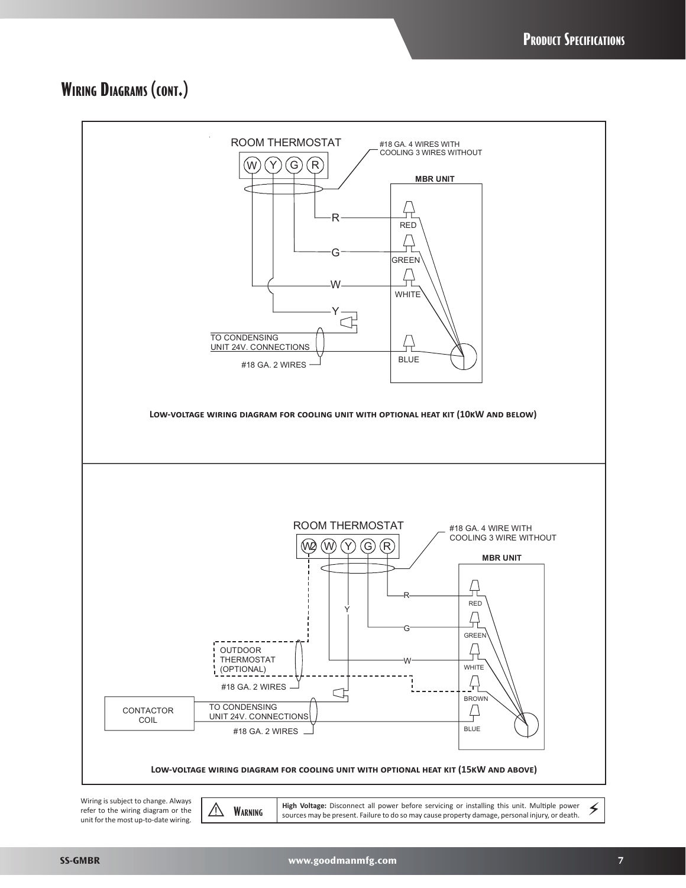## Wiring Diagrams (cont.)

ROOM THERMOSTAT

W Y G R

#18 GA. 4 WIRES WITH COOLING 3 WIRES WITHOUT

MBR UNIT

R — RED

G — GREEN

W — WHITE

Y

BLUE

TO CONDENSING UNIT 24V. CONNECTIONS

#18 GA. 2 WIRES

**Low-voltage wiring diagram for cooling unit with optional heat kit (10kW and below)**

ROOM THERMOSTAT

W2 W Y G R

#18 GA. 4 WIRE WITH COOLING 3 WIRE WITHOUT

MBR UNIT

R — RED

Y

G — GREEN

W — WHITE

OUTDOOR THERMOSTAT (OPTIONAL)

#18 GA. 2 WIRES

BROWN

CONTACTOR COIL

TO CONDENSING UNIT 24V. CONNECTIONS

#18 GA. 2 WIRES

BLUE

**Low-voltage wiring diagram for cooling unit with optional heat kit (15kW and above)**

Wiring is subject to change. Always refer to the wiring diagram or the unit for the most up-to-date wiring.

**⚠ Warning** — **High Voltage:** Disconnect all power before servicing or installing this unit. Multiple power sources may be present. Failure to do so may cause property damage, personal injury, or death.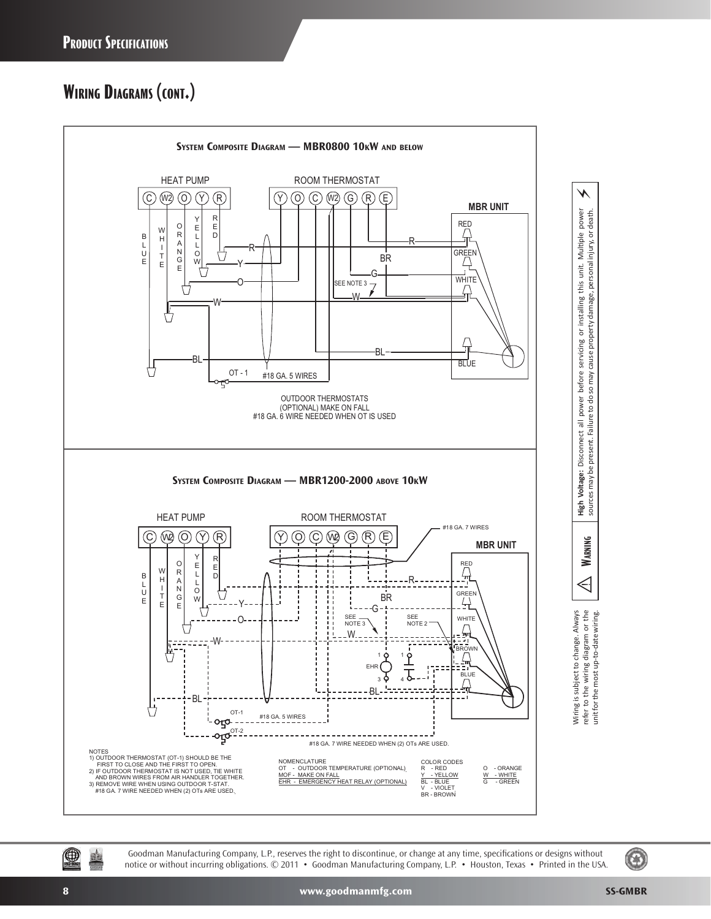# Wiring Diagrams (cont.)

## System Composite Diagram — MBR0800 10kW and below

HEAT PUMP

C W2 O Y R

BLUE WHITE ORANGE YELLOW RED

ROOM THERMOSTAT

Y O C W2 G R E

MBR UNIT

RED
GREEN
WHITE
BLUE

R
Y
O
W
BL
R
BR
G
W
BL

SEE NOTE 3

OT - 1

#18 GA. 5 WIRES

OUTDOOR THERMOSTATS
(OPTIONAL) MAKE ON FALL
#18 GA. 6 WIRE NEEDED WHEN OT IS USED

## System Composite Diagram — MBR1200-2000 above 10kW

HEAT PUMP

C W2 O Y R

BLUE WHITE ORANGE YELLOW RED

ROOM THERMOSTAT

Y O C W2 G R E

#18 GA. 7 WIRES

MBR UNIT

RED
GREEN
WHITE
BROWN
BLUE

R
BR
G
Y
O
W
W
BL
BL

SEE NOTE 3

SEE NOTE 2

EHR

1 3 1 4

OT-1
OT-2

#18 GA. 5 WIRES

#18 GA. 7 WIRE NEEDED WHEN (2) OTs ARE USED.

NOTES
1) OUTDOOR THERMOSTAT (OT-1) SHOULD BE THE FIRST TO CLOSE AND THE FIRST TO OPEN.
2) IF OUTDOOR THERMOSTAT IS NOT USED, TIE WHITE AND BROWN WIRES FROM AIR HANDLER TOGETHER.
3) REMOVE WIRE WHEN USING OUTDOOR T-STAT. #18 GA. 7 WIRE NEEDED WHEN (2) OTs ARE USED.

NOMENCLATURE
OT - OUTDOOR TEMPERATURE (OPTIONAL)
MOF - MAKE ON FALL
EHR - EMERGENCY HEAT RELAY (OPTIONAL)

COLOR CODES
R - RED
Y - YELLOW
BL - BLUE
V - VIOLET
BR - BROWN
O - ORANGE
W - WHITE
G - GREEN

**WARNING**

**High Voltage:** Disconnect all power before servicing or installing this unit. Multiple power sources may be present. Failure to do so may cause property damage, personal injury, or death.

Wiring is subject to change. Always refer to the wiring diagram or the unit for the most up-to-date wiring.

Goodman Manufacturing Company, L.P., reserves the right to discontinue, or change at any time, specifications or designs without notice or without incurring obligations. © 2011 • Goodman Manufacturing Company, L.P. • Houston, Texas • Printed in the USA.